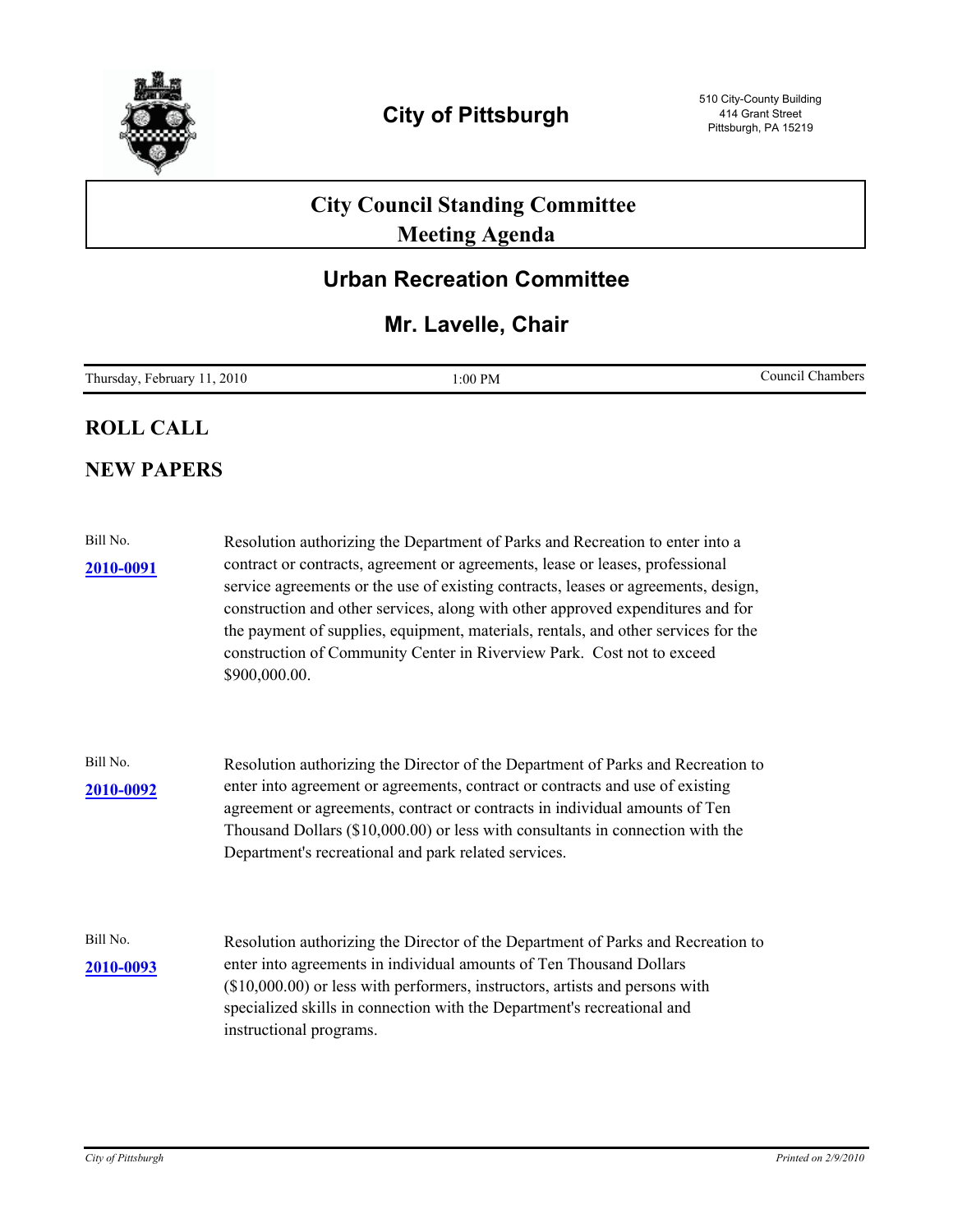# City of Pittsburgh

510 City-County Building
414 Grant Street
Pittsburgh, PA 15219

## City Council Standing Committee Meeting Agenda

## Urban Recreation Committee

### Mr. Lavelle, Chair

| Thursday, February 11, 2010 | 1:00 PM | Council Chambers |
|---|---|---|

## ROLL CALL

## NEW PAPERS

Bill No. **2010-0091**

Resolution authorizing the Department of Parks and Recreation to enter into a contract or contracts, agreement or agreements, lease or leases, professional service agreements or the use of existing contracts, leases or agreements, design, construction and other services, along with other approved expenditures and for the payment of supplies, equipment, materials, rentals, and other services for the construction of Community Center in Riverview Park. Cost not to exceed $900,000.00.

Bill No. **2010-0092**

Resolution authorizing the Director of the Department of Parks and Recreation to enter into agreement or agreements, contract or contracts and use of existing agreement or agreements, contract or contracts in individual amounts of Ten Thousand Dollars ($10,000.00) or less with consultants in connection with the Department's recreational and park related services.

Bill No. **2010-0093**

Resolution authorizing the Director of the Department of Parks and Recreation to enter into agreements in individual amounts of Ten Thousand Dollars ($10,000.00) or less with performers, instructors, artists and persons with specialized skills in connection with the Department's recreational and instructional programs.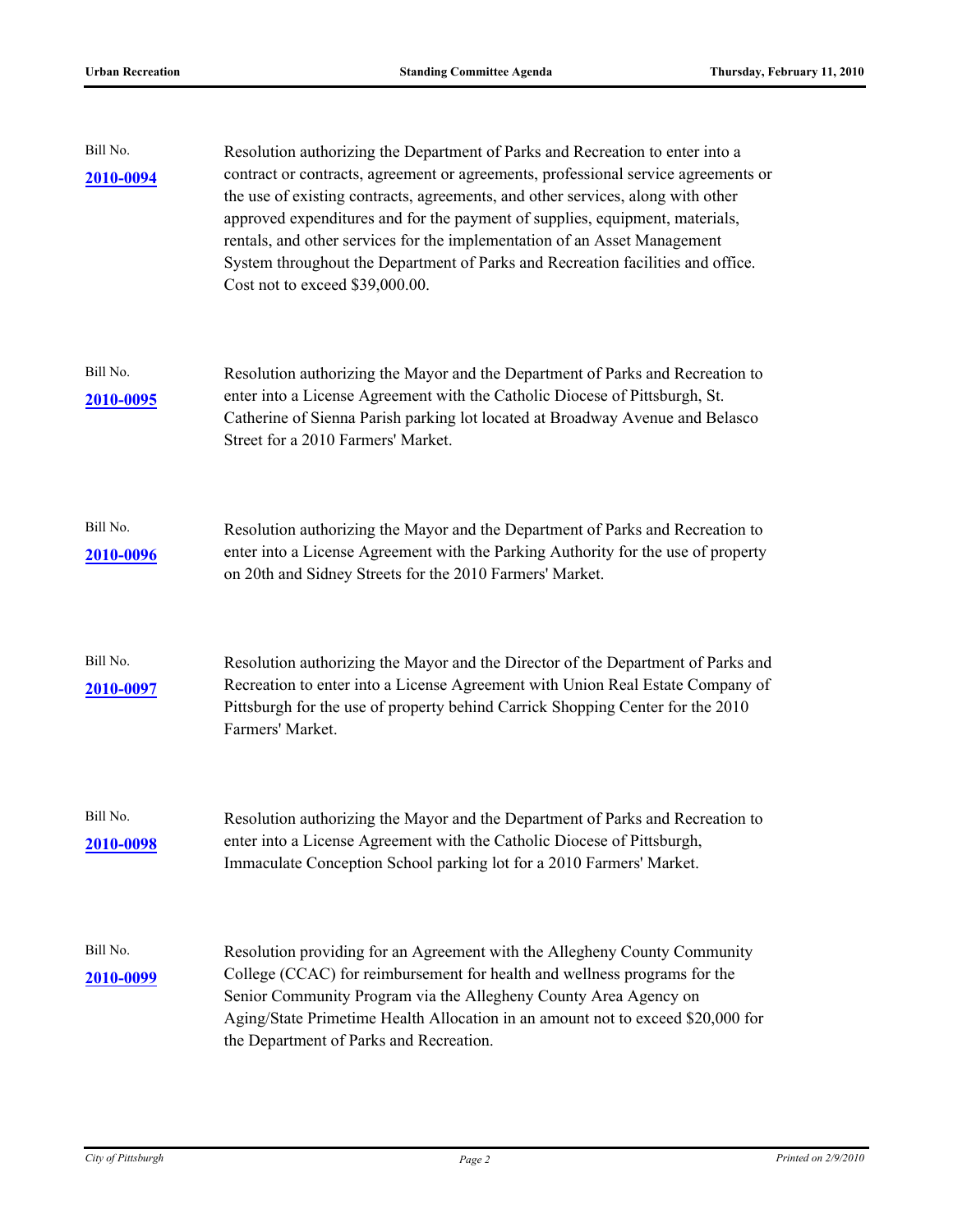Bill No.
**2010-0094**

Resolution authorizing the Department of Parks and Recreation to enter into a contract or contracts, agreement or agreements, professional service agreements or the use of existing contracts, agreements, and other services, along with other approved expenditures and for the payment of supplies, equipment, materials, rentals, and other services for the implementation of an Asset Management System throughout the Department of Parks and Recreation facilities and office. Cost not to exceed $39,000.00.

Bill No.
**2010-0095**

Resolution authorizing the Mayor and the Department of Parks and Recreation to enter into a License Agreement with the Catholic Diocese of Pittsburgh, St. Catherine of Sienna Parish parking lot located at Broadway Avenue and Belasco Street for a 2010 Farmers' Market.

Bill No.
**2010-0096**

Resolution authorizing the Mayor and the Department of Parks and Recreation to enter into a License Agreement with the Parking Authority for the use of property on 20th and Sidney Streets for the 2010 Farmers' Market.

Bill No.
**2010-0097**

Resolution authorizing the Mayor and the Director of the Department of Parks and Recreation to enter into a License Agreement with Union Real Estate Company of Pittsburgh for the use of property behind Carrick Shopping Center for the 2010 Farmers' Market.

Bill No.
**2010-0098**

Resolution authorizing the Mayor and the Department of Parks and Recreation to enter into a License Agreement with the Catholic Diocese of Pittsburgh, Immaculate Conception School parking lot for a 2010 Farmers' Market.

Bill No.
**2010-0099**

Resolution providing for an Agreement with the Allegheny County Community College (CCAC) for reimbursement for health and wellness programs for the Senior Community Program via the Allegheny County Area Agency on Aging/State Primetime Health Allocation in an amount not to exceed $20,000 for the Department of Parks and Recreation.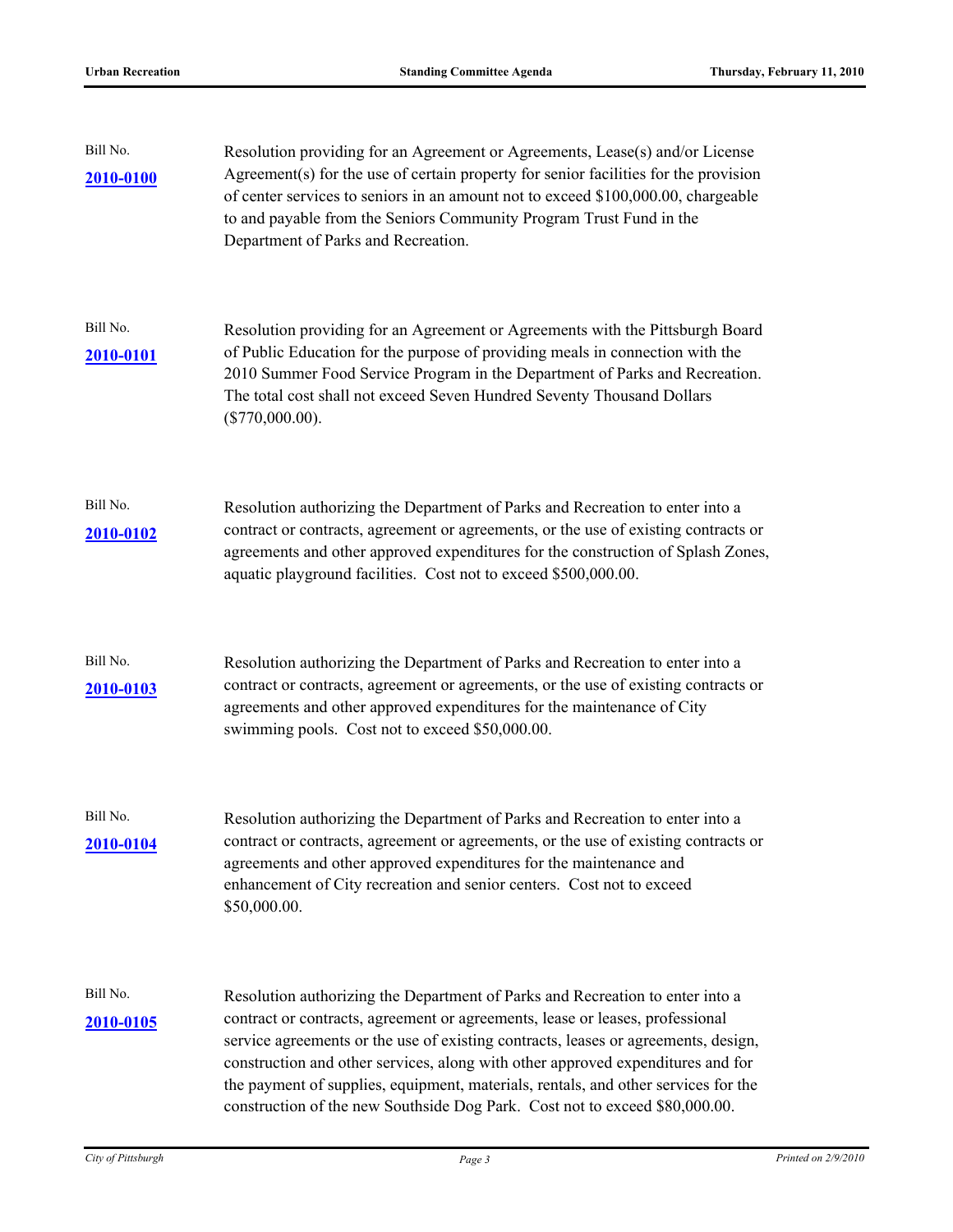Bill No.
**2010-0100**

Resolution providing for an Agreement or Agreements, Lease(s) and/or License Agreement(s) for the use of certain property for senior facilities for the provision of center services to seniors in an amount not to exceed $100,000.00, chargeable to and payable from the Seniors Community Program Trust Fund in the Department of Parks and Recreation.

Bill No.
**2010-0101**

Resolution providing for an Agreement or Agreements with the Pittsburgh Board of Public Education for the purpose of providing meals in connection with the 2010 Summer Food Service Program in the Department of Parks and Recreation. The total cost shall not exceed Seven Hundred Seventy Thousand Dollars ($770,000.00).

Bill No.
**2010-0102**

Resolution authorizing the Department of Parks and Recreation to enter into a contract or contracts, agreement or agreements, or the use of existing contracts or agreements and other approved expenditures for the construction of Splash Zones, aquatic playground facilities. Cost not to exceed $500,000.00.

Bill No.
**2010-0103**

Resolution authorizing the Department of Parks and Recreation to enter into a contract or contracts, agreement or agreements, or the use of existing contracts or agreements and other approved expenditures for the maintenance of City swimming pools. Cost not to exceed $50,000.00.

Bill No.
**2010-0104**

Resolution authorizing the Department of Parks and Recreation to enter into a contract or contracts, agreement or agreements, or the use of existing contracts or agreements and other approved expenditures for the maintenance and enhancement of City recreation and senior centers. Cost not to exceed $50,000.00.

Bill No.
**2010-0105**

Resolution authorizing the Department of Parks and Recreation to enter into a contract or contracts, agreement or agreements, lease or leases, professional service agreements or the use of existing contracts, leases or agreements, design, construction and other services, along with other approved expenditures and for the payment of supplies, equipment, materials, rentals, and other services for the construction of the new Southside Dog Park. Cost not to exceed $80,000.00.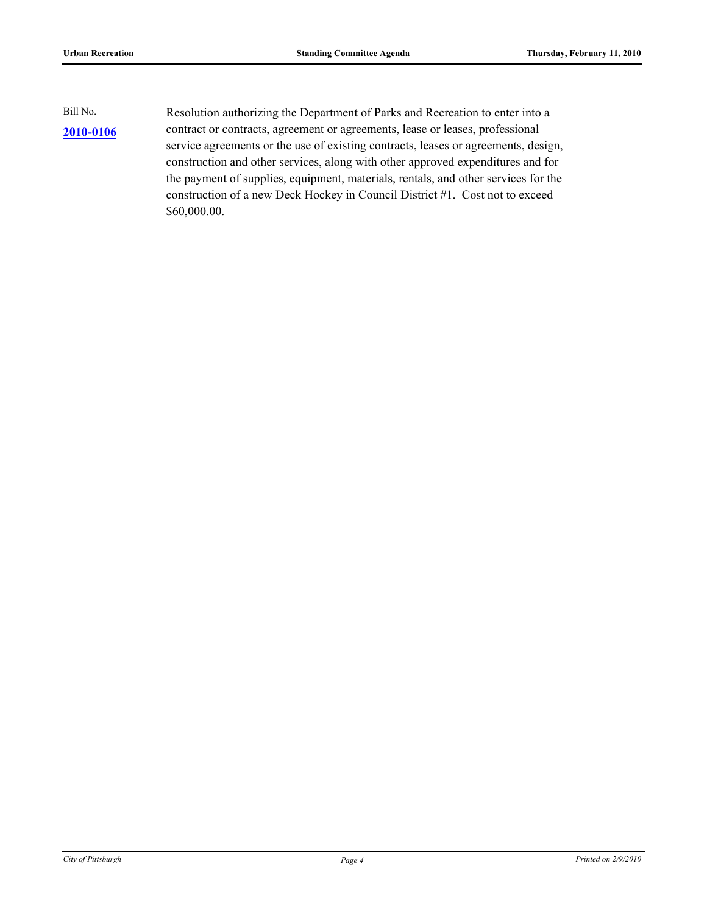Bill No.

**[2010-0106]**

Resolution authorizing the Department of Parks and Recreation to enter into a contract or contracts, agreement or agreements, lease or leases, professional service agreements or the use of existing contracts, leases or agreements, design, construction and other services, along with other approved expenditures and for the payment of supplies, equipment, materials, rentals, and other services for the construction of a new Deck Hockey in Council District #1. Cost not to exceed $60,000.00.